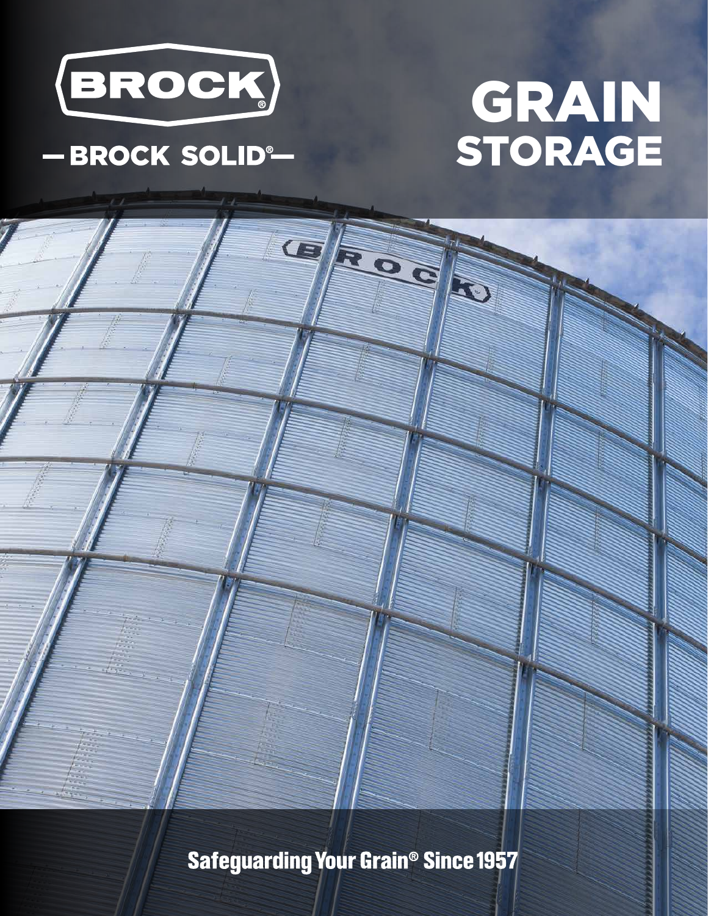BROCK®

— BROCK SOLID® —

# GRAIN STORAGE

**Safeguarding Your Grain® Since 1957**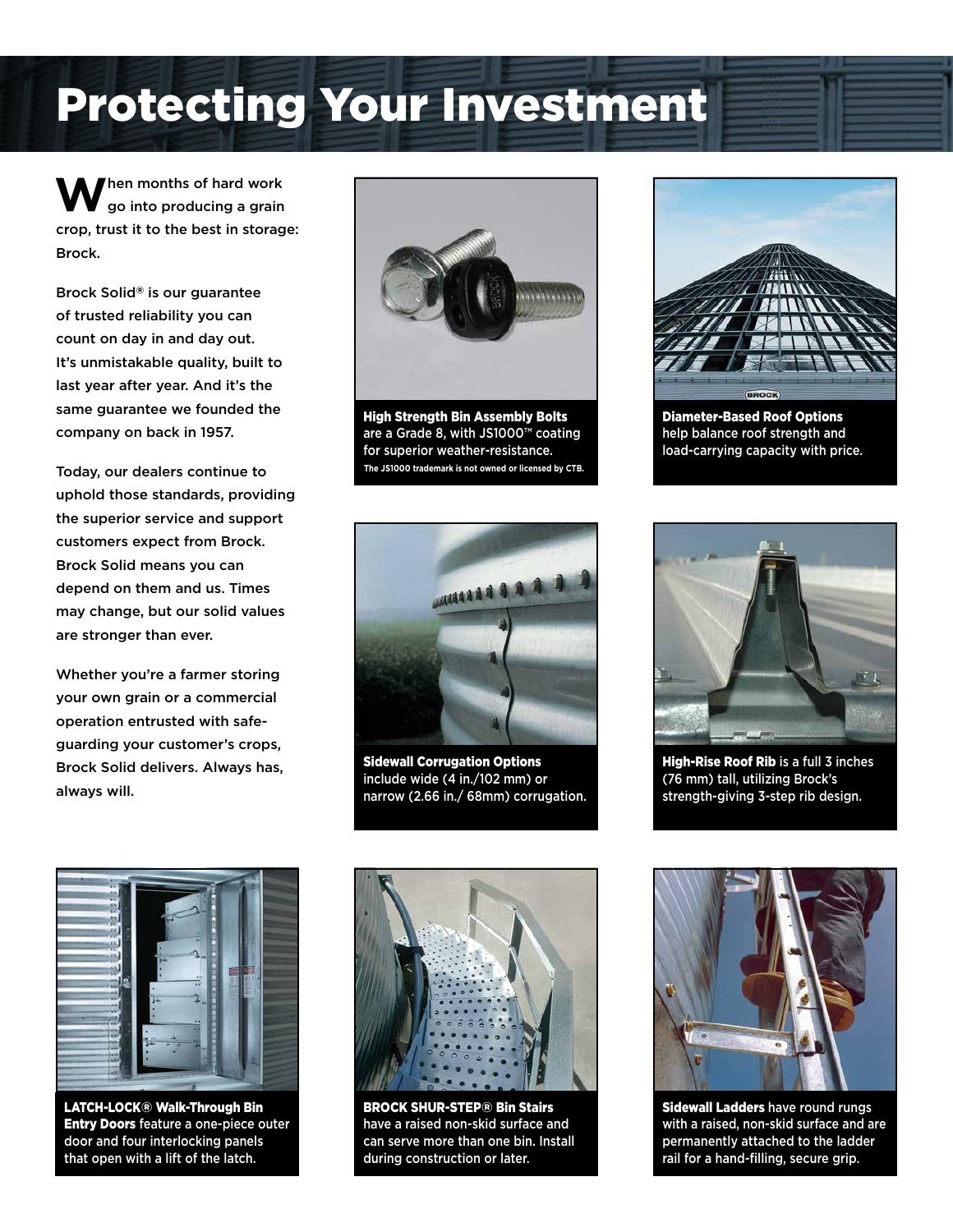# Protecting Your Investment

When months of hard work go into producing a grain crop, trust it to the best in storage: Brock.

Brock Solid® is our guarantee of trusted reliability you can count on day in and day out. It's unmistakable quality, built to last year after year. And it's the same guarantee we founded the company on back in 1957.

Today, our dealers continue to uphold those standards, providing the superior service and support customers expect from Brock. Brock Solid means you can depend on them and us. Times may change, but our solid values are stronger than ever.

Whether you're a farmer storing your own grain or a commercial operation entrusted with safe-guarding your customer's crops, Brock Solid delivers. Always has, always will.

**High Strength Bin Assembly Bolts** are a Grade 8, with JS1000™ coating for superior weather-resistance.
**The JS1000 trademark is not owned or licensed by CTB.**

**Diameter-Based Roof Options** help balance roof strength and load-carrying capacity with price.

**Sidewall Corrugation Options** include wide (4 in./102 mm) or narrow (2.66 in./ 68mm) corrugation.

**High-Rise Roof Rib** is a full 3 inches (76 mm) tall, utilizing Brock's strength-giving 3-step rib design.

**LATCH-LOCK® Walk-Through Bin Entry Doors** feature a one-piece outer door and four interlocking panels that open with a lift of the latch.

**BROCK SHUR-STEP® Bin Stairs** have a raised non-skid surface and can serve more than one bin. Install during construction or later.

**Sidewall Ladders** have round rungs with a raised, non-skid surface and are permanently attached to the ladder rail for a hand-filling, secure grip.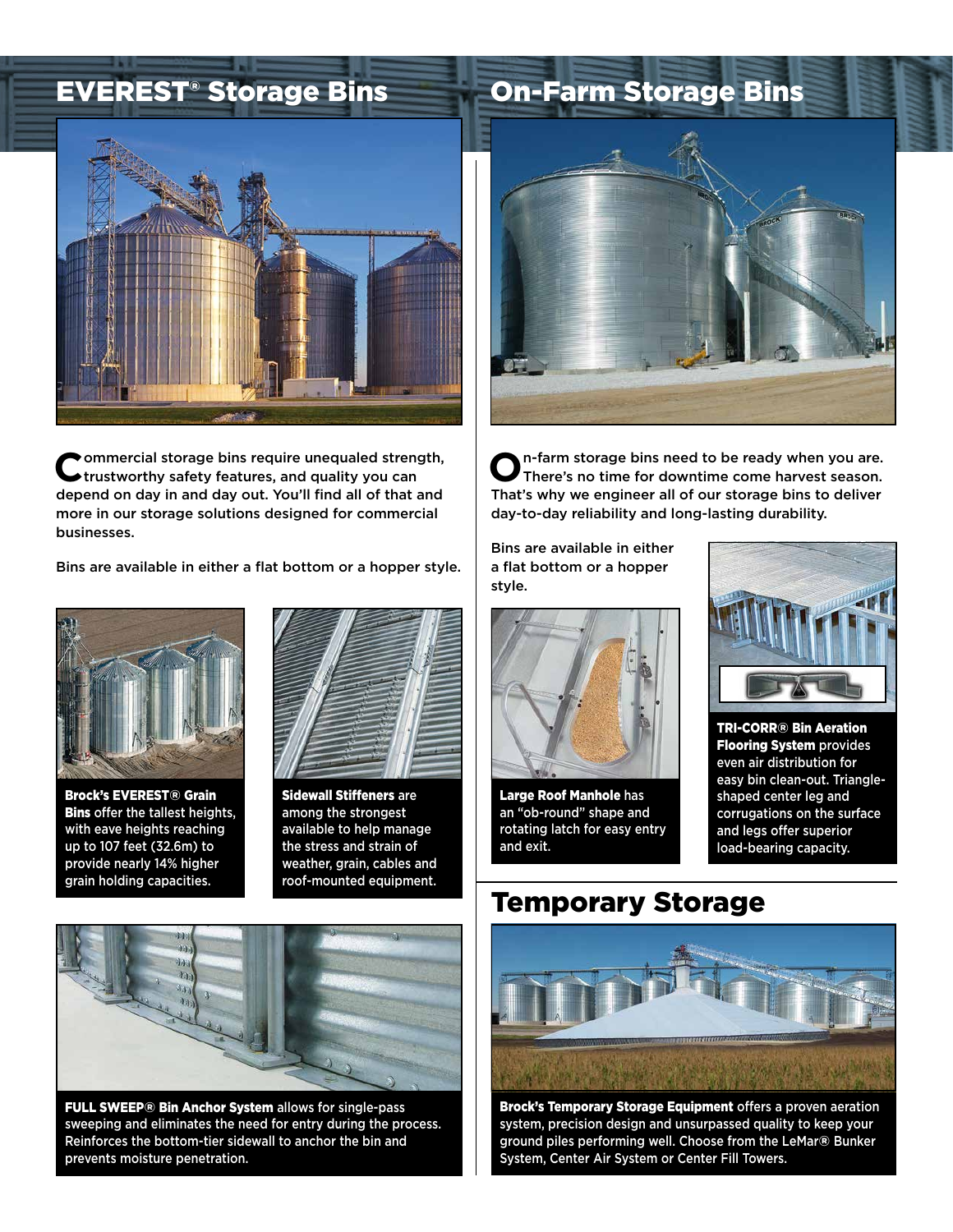## EVEREST® Storage Bins

Commercial storage bins require unequaled strength, trustworthy safety features, and quality you can depend on day in and day out. You'll find all of that and more in our storage solutions designed for commercial businesses.

Bins are available in either a flat bottom or a hopper style.

**Brock's EVEREST® Grain Bins** offer the tallest heights, with eave heights reaching up to 107 feet (32.6m) to provide nearly 14% higher grain holding capacities.

**Sidewall Stiffeners** are among the strongest available to help manage the stress and strain of weather, grain, cables and roof-mounted equipment.

**FULL SWEEP® Bin Anchor System** allows for single-pass sweeping and eliminates the need for entry during the process. Reinforces the bottom-tier sidewall to anchor the bin and prevents moisture penetration.

## On-Farm Storage Bins

On-farm storage bins need to be ready when you are. There's no time for downtime come harvest season. That's why we engineer all of our storage bins to deliver day-to-day reliability and long-lasting durability.

Bins are available in either a flat bottom or a hopper style.

**Large Roof Manhole** has an "ob-round" shape and rotating latch for easy entry and exit.

**TRI-CORR® Bin Aeration Flooring System** provides even air distribution for easy bin clean-out. Triangle-shaped center leg and corrugations on the surface and legs offer superior load-bearing capacity.

## Temporary Storage

**Brock's Temporary Storage Equipment** offers a proven aeration system, precision design and unsurpassed quality to keep your ground piles performing well. Choose from the LeMar® Bunker System, Center Air System or Center Fill Towers.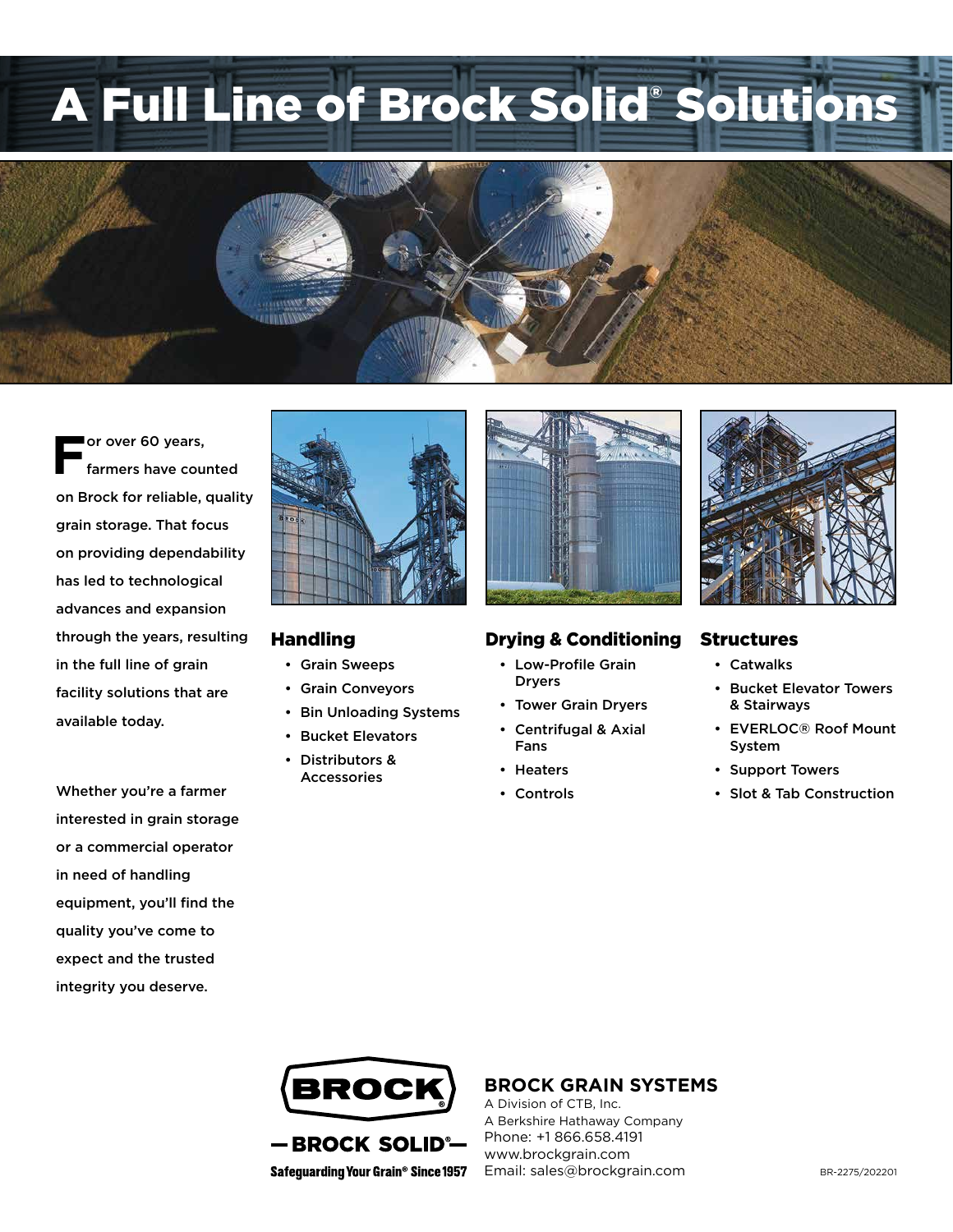# A Full Line of Brock Solid® Solutions

For over 60 years, farmers have counted on Brock for reliable, quality grain storage. That focus on providing dependability has led to technological advances and expansion through the years, resulting in the full line of grain facility solutions that are available today.

Whether you're a farmer interested in grain storage or a commercial operator in need of handling equipment, you'll find the quality you've come to expect and the trusted integrity you deserve.

## Handling

- Grain Sweeps
- Grain Conveyors
- Bin Unloading Systems
- Bucket Elevators
- Distributors & Accessories

## Drying & Conditioning

- Low-Profile Grain Dryers
- Tower Grain Dryers
- Centrifugal & Axial Fans
- Heaters
- Controls

## Structures

- Catwalks
- Bucket Elevator Towers & Stairways
- EVERLOC® Roof Mount System
- Support Towers
- Slot & Tab Construction

BROCK®

— BROCK SOLID® —

Safeguarding Your Grain® Since 1957

**BROCK GRAIN SYSTEMS**
A Division of CTB, Inc.
A Berkshire Hathaway Company
Phone: +1 866.658.4191
www.brockgrain.com
Email: sales@brockgrain.com

BR-2275/202201